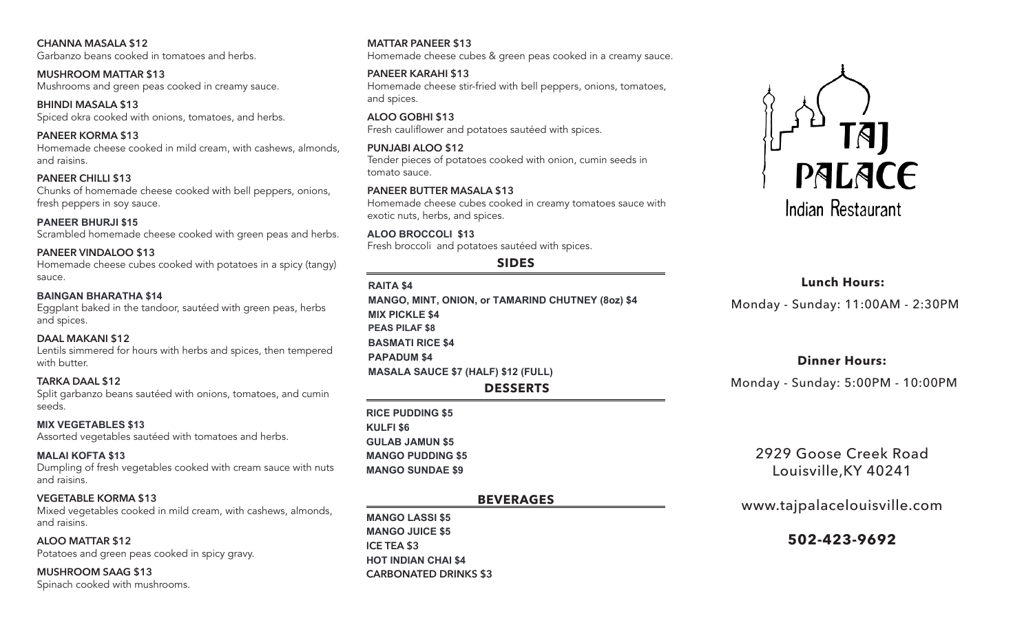**CHANNA MASALA $12**
Garbanzo beans cooked in tomatoes and herbs.

**MUSHROOM MATTAR $13**
Mushrooms and green peas cooked in creamy sauce.

**BHINDI MASALA $13**
Spiced okra cooked with onions, tomatoes, and herbs.

**PANEER KORMA $13**
Homemade cheese cooked in mild cream, with cashews, almonds, and raisins.

**PANEER CHILLI $13**
Chunks of homemade cheese cooked with bell peppers, onions, fresh peppers in soy sauce.

**PANEER BHURJI $15**
Scrambled homemade cheese cooked with green peas and herbs.

**PANEER VINDALOO $13**
Homemade cheese cubes cooked with potatoes in a spicy (tangy) sauce.

**BAINGAN BHARATHA $14**
Eggplant baked in the tandoor, sautéed with green peas, herbs and spices.

**DAAL MAKANI $12**
Lentils simmered for hours with herbs and spices, then tempered with butter.

**TARKA DAAL $12**
Split garbanzo beans sautéed with onions, tomatoes, and cumin seeds.

**MIX VEGETABLES $13**
Assorted vegetables sautéed with tomatoes and herbs.

**MALAI KOFTA $13**
Dumpling of fresh vegetables cooked with cream sauce with nuts and raisins.

**VEGETABLE KORMA $13**
Mixed vegetables cooked in mild cream, with cashews, almonds, and raisins.

**ALOO MATTAR $12**
Potatoes and green peas cooked in spicy gravy.

**MUSHROOM SAAG $13**
Spinach cooked with mushrooms.

**MATTAR PANEER $13**
Homemade cheese cubes & green peas cooked in a creamy sauce.

**PANEER KARAHI $13**
Homemade cheese stir-fried with bell peppers, onions, tomatoes, and spices.

**ALOO GOBHI $13**
Fresh cauliflower and potatoes sautéed with spices.

**PUNJABI ALOO $12**
Tender pieces of potatoes cooked with onion, cumin seeds in tomato sauce.

**PANEER BUTTER MASALA $13**
Homemade cheese cubes cooked in creamy tomatoes sauce with exotic nuts, herbs, and spices.

**ALOO BROCCOLI $13**
Fresh broccoli and potatoes sautéed with spices.

## SIDES

**RAITA $4**
**MANGO, MINT, ONION, or TAMARIND CHUTNEY (8oz) $4**
**MIX PICKLE $4**
**PEAS PILAF $8**
**BASMATI RICE $4**
**PAPADUM $4**
**MASALA SAUCE $7 (HALF) $12 (FULL)**

## DESSERTS

**RICE PUDDING $5**
**KULFI $6**
**GULAB JAMUN $5**
**MANGO PUDDING $5**
**MANGO SUNDAE $9**

## BEVERAGES

**MANGO LASSI $5**
**MANGO JUICE $5**
**ICE TEA $3**
**HOT INDIAN CHAI $4**
**CARBONATED DRINKS $3**

# TAJ PALACE
Indian Restaurant

**Lunch Hours:**
Monday - Sunday: 11:00AM - 2:30PM

**Dinner Hours:**
Monday - Sunday: 5:00PM - 10:00PM

2929 Goose Creek Road
Louisville,KY 40241

www.tajpalacelouisville.com

**502-423-9692**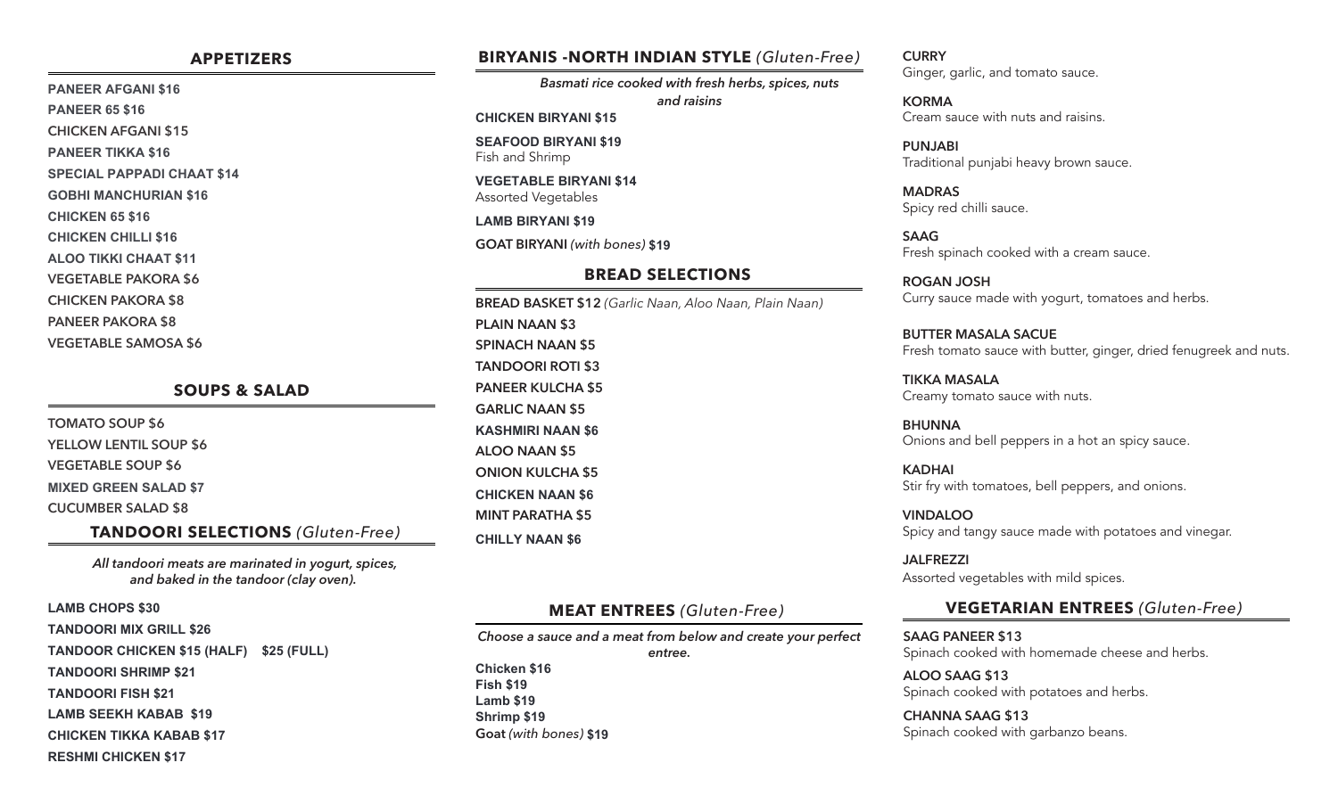## APPETIZERS

**PANEER AFGANI $16**

**PANEER 65 $16**

**CHICKEN AFGANI $15**

**PANEER TIKKA $16**

**SPECIAL PAPPADI CHAAT $14**

**GOBHI MANCHURIAN $16**

**CHICKEN 65 $16**

**CHICKEN CHILLI $16**

**ALOO TIKKI CHAAT $11**

**VEGETABLE PAKORA $6**

**CHICKEN PAKORA $8**

**PANEER PAKORA $8**

**VEGETABLE SAMOSA $6**

## SOUPS & SALAD

**TOMATO SOUP $6**

**YELLOW LENTIL SOUP $6**

**VEGETABLE SOUP $6**

**MIXED GREEN SALAD $7**

**CUCUMBER SALAD $8**

## TANDOORI SELECTIONS *(Gluten-Free)*

*All tandoori meats are marinated in yogurt, spices, and baked in the tandoor (clay oven).*

**LAMB CHOPS $30**

**TANDOORI MIX GRILL $26**

**TANDOOR CHICKEN $15 (HALF) $25 (FULL)**

**TANDOORI SHRIMP $21**

**TANDOORI FISH $21**

**LAMB SEEKH KABAB $19**

**CHICKEN TIKKA KABAB $17**

**RESHMI CHICKEN $17**

## BIRYANIS -NORTH INDIAN STYLE *(Gluten-Free)*

*Basmati rice cooked with fresh herbs, spices, nuts and raisins*

**CHICKEN BIRYANI $15**

**SEAFOOD BIRYANI $19**
Fish and Shrimp

**VEGETABLE BIRYANI $14**
Assorted Vegetables

**LAMB BIRYANI $19**

**GOAT BIRYANI** *(with bones)* **$19**

## BREAD SELECTIONS

**BREAD BASKET $12** *(Garlic Naan, Aloo Naan, Plain Naan)*

**PLAIN NAAN $3**

**SPINACH NAAN $5**

**TANDOORI ROTI $3**

**PANEER KULCHA $5**

**GARLIC NAAN $5**

**KASHMIRI NAAN $6**

**ALOO NAAN $5**

**ONION KULCHA $5**

**CHICKEN NAAN $6**

**MINT PARATHA $5**

**CHILLY NAAN $6**

## MEAT ENTREES *(Gluten-Free)*

*Choose a sauce and a meat from below and create your perfect entree.*

**Chicken $16**
**Fish $19**
**Lamb $19**
**Shrimp $19**
**Goat** *(with bones)* **$19**

**CURRY**
Ginger, garlic, and tomato sauce.

**KORMA**
Cream sauce with nuts and raisins.

**PUNJABI**
Traditional punjabi heavy brown sauce.

**MADRAS**
Spicy red chilli sauce.

**SAAG**
Fresh spinach cooked with a cream sauce.

**ROGAN JOSH**
Curry sauce made with yogurt, tomatoes and herbs.

**BUTTER MASALA SACUE**
Fresh tomato sauce with butter, ginger, dried fenugreek and nuts.

**TIKKA MASALA**
Creamy tomato sauce with nuts.

**BHUNNA**
Onions and bell peppers in a hot an spicy sauce.

**KADHAI**
Stir fry with tomatoes, bell peppers, and onions.

**VINDALOO**
Spicy and tangy sauce made with potatoes and vinegar.

**JALFREZZI**
Assorted vegetables with mild spices.

## VEGETARIAN ENTREES *(Gluten-Free)*

**SAAG PANEER $13**
Spinach cooked with homemade cheese and herbs.

**ALOO SAAG $13**
Spinach cooked with potatoes and herbs.

**CHANNA SAAG $13**
Spinach cooked with garbanzo beans.